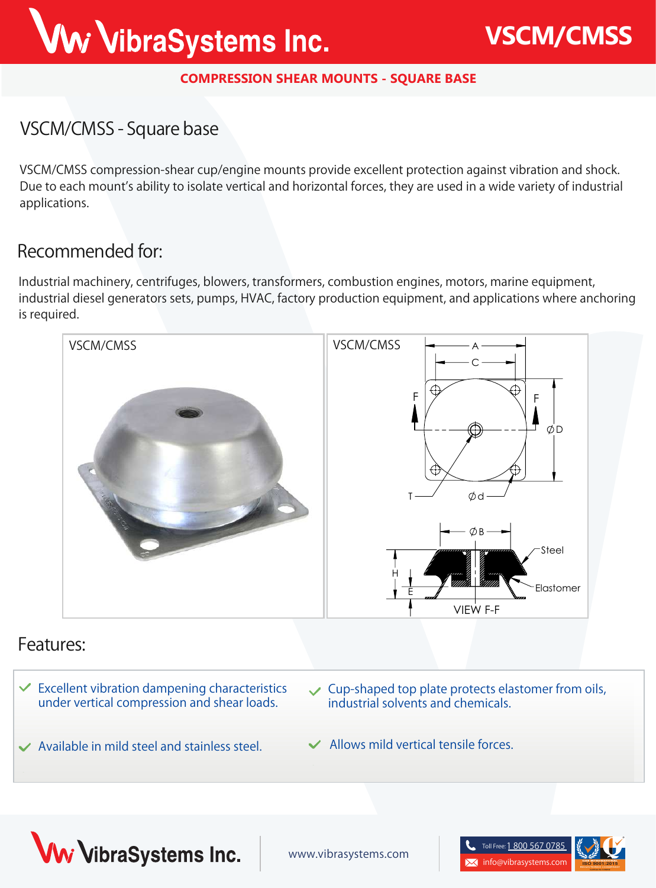# VibraSystems Inc. VSCM/CMSS

**COMPRESSION SHEAR MOUNTS - SQUARE BASE**

## VSCM/CMSS - Square base

VSCM/CMSS compression-shear cup/engine mounts provide excellent protection against vibration and shock. Due to each mount's ability to isolate vertical and horizontal forces, they are used in a wide variety of industrial applications.

## Recommended for:

Industrial machinery, centrifuges, blowers, transformers, combustion engines, motors, marine equipment, industrial diesel generators sets, pumps, HVAC, factory production equipment, and applications where anchoring is required.

VSCM/CMSS

VSCM/CMSS

A, C, F, F, ØD, T, Ød, ØB, Steel, H, E, Elastomer, VIEW F-F

## Features:

- Excellent vibration dampening characteristics under vertical compression and shear loads.
- Cup-shaped top plate protects elastomer from oils, industrial solvents and chemicals.
- Available in mild steel and stainless steel.
- Allows mild vertical tensile forces.

VibraSystems Inc. www.vibrasystems.com Toll Free: 1 800 567 0785 info@vibrasystems.com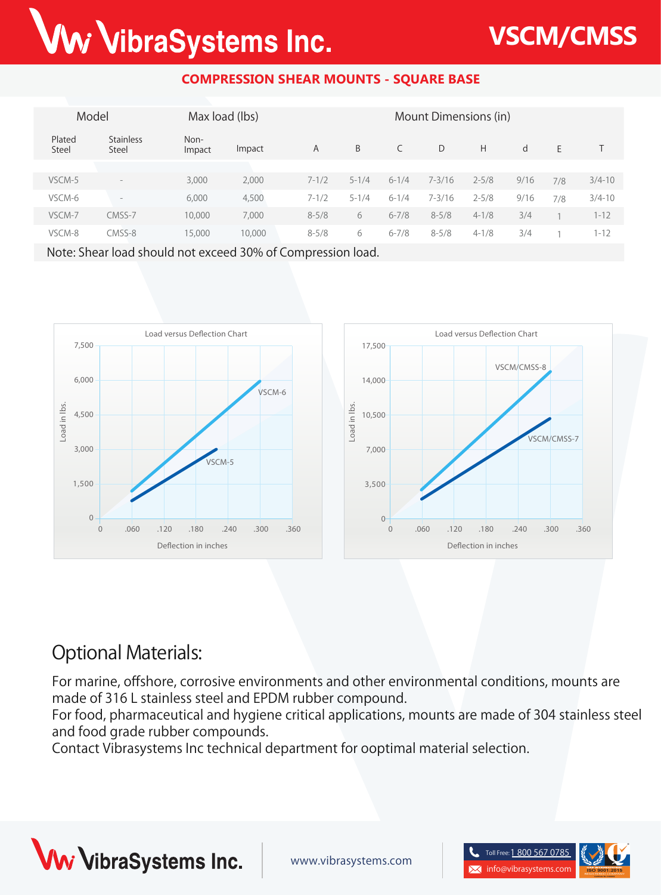# VibraSystems Inc. VSCM/CMSS

## COMPRESSION SHEAR MOUNTS - SQUARE BASE

| Model | | Max load (lbs) | | Mount Dimensions (in) | | | | | | | |
|---|---|---|---|---|---|---|---|---|---|---|---|
| Plated Steel | Stainless Steel | Non-Impact | Impact | A | B | C | D | H | d | E | T |
| VSCM-5 | - | 3,000 | 2,000 | 7-1/2 | 5-1/4 | 6-1/4 | 7-3/16 | 2-5/8 | 9/16 | 7/8 | 3/4-10 |
| VSCM-6 | - | 6,000 | 4,500 | 7-1/2 | 5-1/4 | 6-1/4 | 7-3/16 | 2-5/8 | 9/16 | 7/8 | 3/4-10 |
| VSCM-7 | CMSS-7 | 10,000 | 7,000 | 8-5/8 | 6 | 6-7/8 | 8-5/8 | 4-1/8 | 3/4 | 1 | 1-12 |
| VSCM-8 | CMSS-8 | 15,000 | 10,000 | 8-5/8 | 6 | 6-7/8 | 8-5/8 | 4-1/8 | 3/4 | 1 | 1-12 |

Note: Shear load should not exceed 30% of Compression load.

Load versus Deflection Chart

Load in lbs.: 0, 1,500, 3,000, 4,500, 6,000, 7,500

Deflection in inches: 0, .060, .120, .180, .240, .300, .360

VSCM-6

VSCM-5

Load versus Deflection Chart

Load in lbs.: 0, 3,500, 7,000, 10,500, 14,000, 17,500

Deflection in inches: 0, .060, .120, .180, .240, .300, .360

VSCM/CMSS-8

VSCM/CMSS-7

## Optional Materials:

For marine, offshore, corrosive environments and other environmental conditions, mounts are made of 316 L stainless steel and EPDM rubber compound.
For food, pharmaceutical and hygiene critical applications, mounts are made of 304 stainless steel and food grade rubber compounds.
Contact Vibrasystems Inc technical department for ooptimal material selection.

VibraSystems Inc. www.vibrasystems.com Toll Free: 1 800 567 0785 info@vibrasystems.com